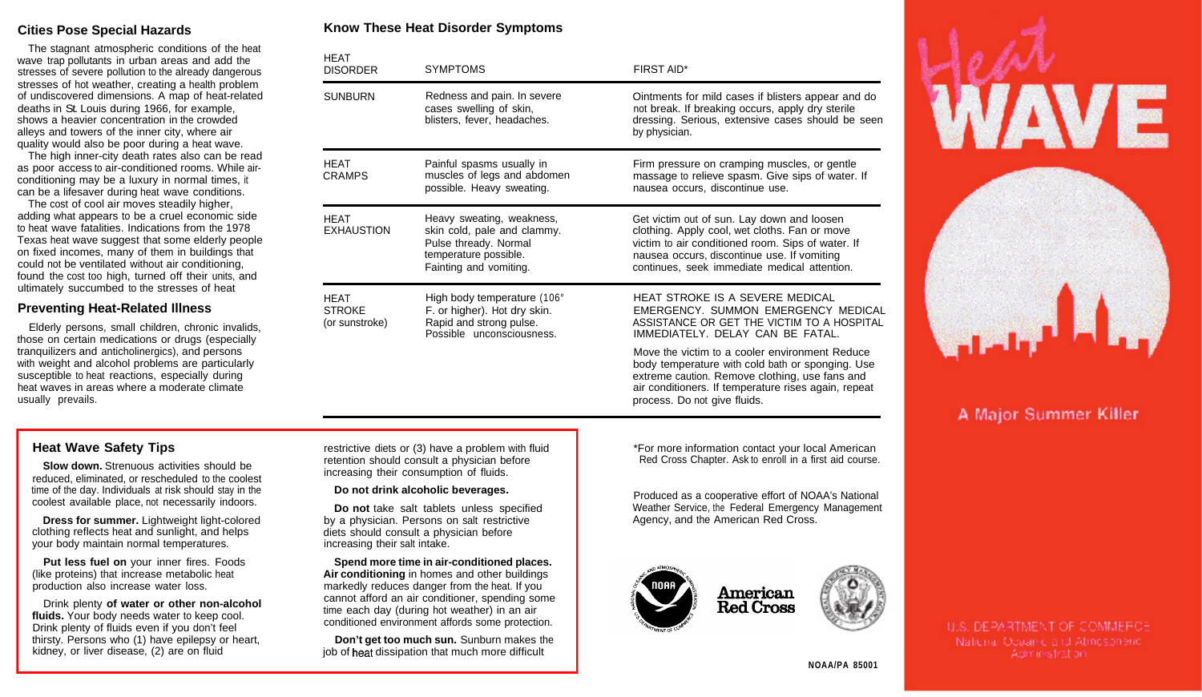## Cities Pose Special Hazards

The stagnant atmospheric conditions of the heat wave trap pollutants in urban areas and add the stresses of severe pollution to the already dangerous stresses of hot weather, creating a health problem of undiscovered dimensions. A map of heat-related deaths in St. Louis during 1966, for example, shows a heavier concentration in the crowded alleys and towers of the inner city, where air quality would also be poor during a heat wave.

The high inner-city death rates also can be read as poor access to air-conditioned rooms. While air-conditioning may be a luxury in normal times, it can be a lifesaver during heat wave conditions.

The cost of cool air moves steadily higher, adding what appears to be a cruel economic side to heat wave fatalities. Indications from the 1978 Texas heat wave suggest that some elderly people on fixed incomes, many of them in buildings that could not be ventilated without air conditioning, found the cost too high, turned off their units, and ultimately succumbed to the stresses of heat

## Preventing Heat-Related Illness

Elderly persons, small children, chronic invalids, those on certain medications or drugs (especially tranquilizers and anticholinergics), and persons with weight and alcohol problems are particularly susceptible to heat reactions, especially during heat waves in areas where a moderate climate usually prevails.

## Know These Heat Disorder Symptoms

| HEAT DISORDER | SYMPTOMS | FIRST AID* |
|---|---|---|
| SUNBURN | Redness and pain. In severe cases swelling of skin, blisters, fever, headaches. | Ointments for mild cases if blisters appear and do not break. If breaking occurs, apply dry sterile dressing. Serious, extensive cases should be seen by physician. |
| HEAT CRAMPS | Painful spasms usually in muscles of legs and abdomen possible. Heavy sweating. | Firm pressure on cramping muscles, or gentle massage to relieve spasm. Give sips of water. If nausea occurs, discontinue use. |
| HEAT EXHAUSTION | Heavy sweating, weakness, skin cold, pale and clammy. Pulse thready. Normal temperature possible. Fainting and vomiting. | Get victim out of sun. Lay down and loosen clothing. Apply cool, wet cloths. Fan or move victim to air conditioned room. Sips of water. If nausea occurs, discontinue use. If vomiting continues, seek immediate medical attention. |
| HEAT STROKE (or sunstroke) | High body temperature (106° F. or higher). Hot dry skin. Rapid and strong pulse. Possible unconsciousness. | HEAT STROKE IS A SEVERE MEDICAL EMERGENCY. SUMMON EMERGENCY MEDICAL ASSISTANCE OR GET THE VICTIM TO A HOSPITAL IMMEDIATELY. DELAY CAN BE FATAL. Move the victim to a cooler environment Reduce body temperature with cold bath or sponging. Use extreme caution. Remove clothing, use fans and air conditioners. If temperature rises again, repeat process. Do not give fluids. |

### Heat Wave Safety Tips

**Slow down.** Strenuous activities should be reduced, eliminated, or rescheduled to the coolest time of the day. Individuals at risk should stay in the coolest available place, not necessarily indoors.

**Dress for summer.** Lightweight light-colored clothing reflects heat and sunlight, and helps your body maintain normal temperatures.

**Put less fuel on** your inner fires. Foods (like proteins) that increase metabolic heat production also increase water loss.

Drink plenty **of water or other non-alcohol fluids.** Your body needs water to keep cool. Drink plenty of fluids even if you don't feel thirsty. Persons who (1) have epilepsy or heart, kidney, or liver disease, (2) are on fluid restrictive diets or (3) have a problem with fluid retention should consult a physician before increasing their consumption of fluids.

**Do not drink alcoholic beverages.**

**Do not** take salt tablets unless specified by a physician. Persons on salt restrictive diets should consult a physician before increasing their salt intake.

**Spend more time in air-conditioned places. Air conditioning** in homes and other buildings markedly reduces danger from the heat. If you cannot afford an air conditioner, spending some time each day (during hot weather) in an air conditioned environment affords some protection.

**Don't get too much sun.** Sunburn makes the job of heat dissipation that much more difficult

*For more information contact your local American Red Cross Chapter. Ask to enroll in a first aid course.

Produced as a cooperative effort of NOAA's National Weather Service, the Federal Emergency Management Agency, and the American Red Cross.

American Red Cross

NOAA/PA 85001

# Heat WAVE

A Major Summer Killer

U.S. DEPARTMENT OF COMMERCE
National Oceanic and Atmospheric Administration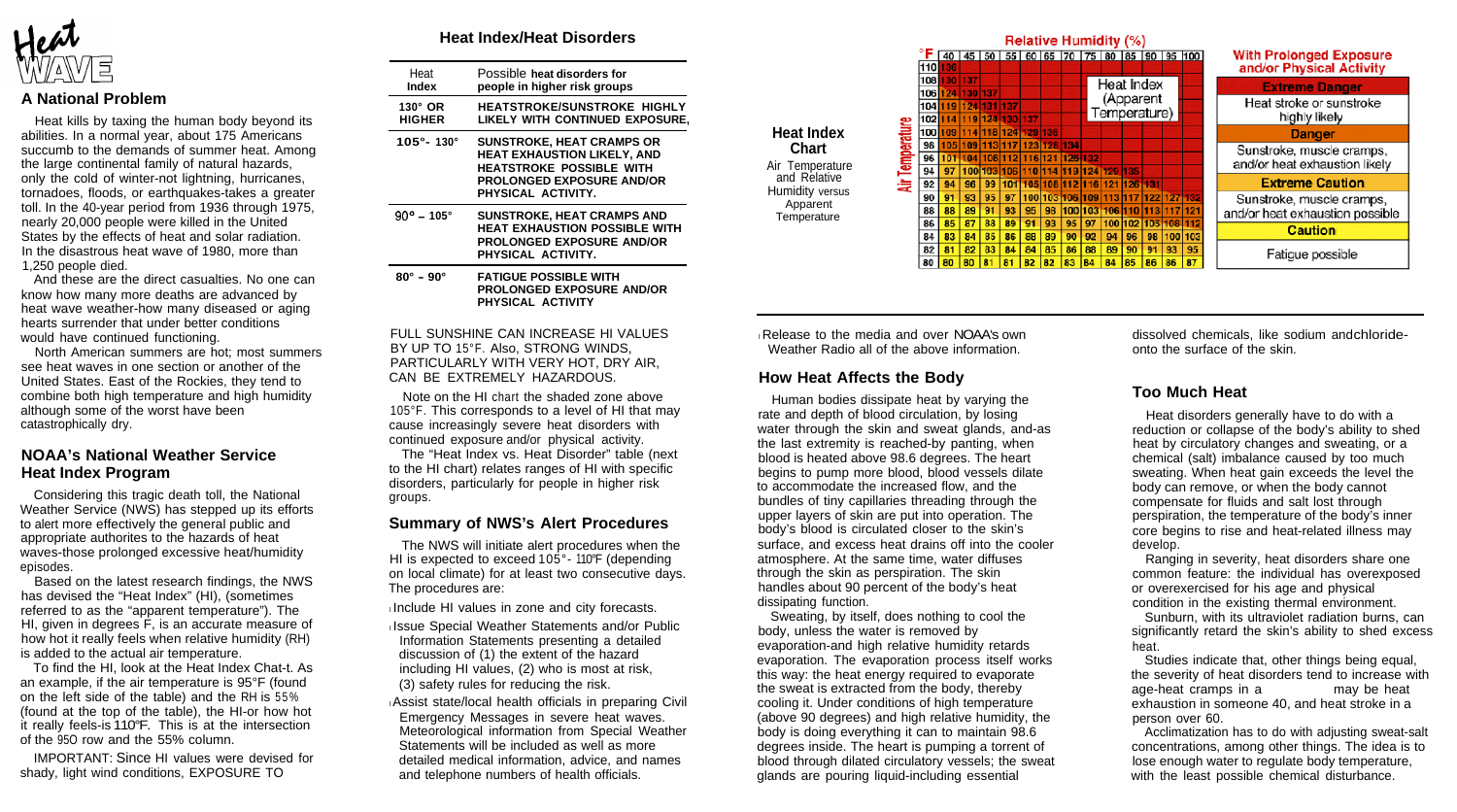# Heat WAVE

## A National Problem

Heat kills by taxing the human body beyond its abilities. In a normal year, about 175 Americans succumb to the demands of summer heat. Among the large continental family of natural hazards, only the cold of winter-not lightning, hurricanes, tornadoes, floods, or earthquakes-takes a greater toll. In the 40-year period from 1936 through 1975, nearly 20,000 people were killed in the United States by the effects of heat and solar radiation. In the disastrous heat wave of 1980, more than 1,250 people died.

And these are the direct casualties. No one can know how many more deaths are advanced by heat wave weather-how many diseased or aging hearts surrender that under better conditions would have continued functioning.

North American summers are hot; most summers see heat waves in one section or another of the United States. East of the Rockies, they tend to combine both high temperature and high humidity although some of the worst have been catastrophically dry.

## NOAA's National Weather Service Heat Index Program

Considering this tragic death toll, the National Weather Service (NWS) has stepped up its efforts to alert more effectively the general public and appropriate authorities to the hazards of heat waves-those prolonged excessive heat/humidity episodes.

Based on the latest research findings, the NWS has devised the "Heat Index" (HI), (sometimes referred to as the "apparent temperature"). The HI, given in degrees F, is an accurate measure of how hot it really feels when relative humidity (RH) is added to the actual air temperature.

To find the HI, look at the Heat Index Chat-t. As an example, if the air temperature is 95°F (found on the left side of the table) and the RH is 55% (found at the top of the table), the HI-or how hot it really feels-is 110°F. This is at the intersection of the 95O row and the 55% column.

IMPORTANT: Since HI values were devised for shady, light wind conditions, EXPOSURE TO

## Heat Index/Heat Disorders

| Heat Index | Possible heat disorders for people in higher risk groups |
|---|---|
| 130° OR HIGHER | HEATSTROKE/SUNSTROKE HIGHLY LIKELY WITH CONTINUED EXPOSURE, |
| 105°- 130° | SUNSTROKE, HEAT CRAMPS OR HEAT EXHAUSTION LIKELY, AND HEATSTROKE POSSIBLE WITH PROLONGED EXPOSURE AND/OR PHYSICAL ACTIVITY. |
| 90° – 105° | SUNSTROKE, HEAT CRAMPS AND HEAT EXHAUSTION POSSIBLE WITH PROLONGED EXPOSURE AND/OR PHYSICAL ACTIVITY. |
| 80° – 90° | FATIGUE POSSIBLE WITH PROLONGED EXPOSURE AND/OR PHYSICAL ACTIVITY |

FULL SUNSHINE CAN INCREASE HI VALUES BY UP TO 15°F. Also, STRONG WINDS, PARTICULARLY WITH VERY HOT, DRY AIR, CAN BE EXTREMELY HAZARDOUS.

Note on the HI chart the shaded zone above 105°F. This corresponds to a level of HI that may cause increasingly severe heat disorders with continued exposure and/or physical activity.

The "Heat Index vs. Heat Disorder" table (next to the HI chart) relates ranges of HI with specific disorders, particularly for people in higher risk groups.

## Summary of NWS's Alert Procedures

The NWS will initiate alert procedures when the HI is expected to exceed 105°- 110°F (depending on local climate) for at least two consecutive days. The procedures are:

- Include HI values in zone and city forecasts.
- Issue Special Weather Statements and/or Public Information Statements presenting a detailed discussion of (1) the extent of the hazard including HI values, (2) who is most at risk, (3) safety rules for reducing the risk.
- Assist state/local health officials in preparing Civil Emergency Messages in severe heat waves. Meteorological information from Special Weather Statements will be included as well as more detailed medical information, advice, and names and telephone numbers of health officials.
- Release to the media and over NOAA's own Weather Radio all of the above information.

## Heat Index Chart

Air Temperature and Relative Humidity versus Apparent Temperature

Heat Index (Apparent Temperature)

| Air Temperature °F | Relative Humidity (%) 40 | 45 | 50 | 55 | 60 | 65 | 70 | 75 | 80 | 85 | 90 | 95 | 100 |
|---|---|---|---|---|---|---|---|---|---|---|---|---|---|
| 110 | 136 | | | | | | | | | | | | |
| 108 | 130 | 137 | | | | | | | | | | | |
| 106 | 124 | 130 | 137 | | | | | | | | | | |
| 104 | 119 | 124 | 131 | 137 | | | | | | | | | |
| 102 | 114 | 119 | 124 | 130 | 137 | | | | | | | | |
| 100 | 109 | 114 | 118 | 124 | 129 | 136 | | | | | | | |
| 98 | 105 | 109 | 113 | 117 | 123 | 128 | 134 | | | | | | |
| 96 | 101 | 104 | 108 | 112 | 116 | 121 | 126 | 132 | | | | | |
| 94 | 97 | 100 | 103 | 106 | 110 | 114 | 119 | 124 | 129 | 135 | | | |
| 92 | 94 | 96 | 99 | 101 | 105 | 108 | 112 | 116 | 121 | 126 | 131 | | |
| 90 | 91 | 93 | 95 | 97 | 100 | 103 | 106 | 109 | 113 | 117 | 122 | 127 | 132 |
| 88 | 88 | 89 | 91 | 93 | 95 | 98 | 100 | 103 | 106 | 110 | 113 | 117 | 121 |
| 86 | 85 | 87 | 88 | 89 | 91 | 93 | 95 | 97 | 100 | 102 | 105 | 108 | 112 |
| 84 | 83 | 84 | 85 | 86 | 88 | 89 | 90 | 92 | 94 | 96 | 98 | 100 | 103 |
| 82 | 81 | 82 | 83 | 84 | 84 | 85 | 86 | 88 | 89 | 90 | 91 | 93 | 95 |
| 80 | 80 | 80 | 81 | 81 | 82 | 82 | 83 | 84 | 84 | 85 | 86 | 86 | 87 |

**With Prolonged Exposure and/or Physical Activity**

| Category | Effect |
|---|---|
| Extreme Danger | Heat stroke or sunstroke highly likely |
| Danger | Sunstroke, muscle cramps, and/or heat exhaustion likely |
| Extreme Caution | Sunstroke, muscle cramps, and/or heat exhaustion possible |
| Caution | Fatigue possible |

## How Heat Affects the Body

Human bodies dissipate heat by varying the rate and depth of blood circulation, by losing water through the skin and sweat glands, and-as the last extremity is reached-by panting, when blood is heated above 98.6 degrees. The heart begins to pump more blood, blood vessels dilate to accommodate the increased flow, and the bundles of tiny capillaries threading through the upper layers of skin are put into operation. The body's blood is circulated closer to the skin's surface, and excess heat drains off into the cooler atmosphere. At the same time, water diffuses through the skin as perspiration. The skin handles about 90 percent of the body's heat dissipating function.

Sweating, by itself, does nothing to cool the body, unless the water is removed by evaporation-and high relative humidity retards evaporation. The evaporation process itself works this way: the heat energy required to evaporate the sweat is extracted from the body, thereby cooling it. Under conditions of high temperature (above 90 degrees) and high relative humidity, the body is doing everything it can to maintain 98.6 degrees inside. The heart is pumping a torrent of blood through dilated circulatory vessels; the sweat glands are pouring liquid-including essential dissolved chemicals, like sodium andchloride-onto the surface of the skin.

## Too Much Heat

Heat disorders generally have to do with a reduction or collapse of the body's ability to shed heat by circulatory changes and sweating, or a chemical (salt) imbalance caused by too much sweating. When heat gain exceeds the level the body can remove, or when the body cannot compensate for fluids and salt lost through perspiration, the temperature of the body's inner core begins to rise and heat-related illness may develop.

Ranging in severity, heat disorders share one common feature: the individual has overexposed or overexercised for his age and physical condition in the existing thermal environment.

Sunburn, with its ultraviolet radiation burns, can significantly retard the skin's ability to shed excess heat.

Studies indicate that, other things being equal, the severity of heat disorders tend to increase with age-heat cramps in a may be heat exhaustion in someone 40, and heat stroke in a person over 60.

Acclimatization has to do with adjusting sweat-salt concentrations, among other things. The idea is to lose enough water to regulate body temperature, with the least possible chemical disturbance.